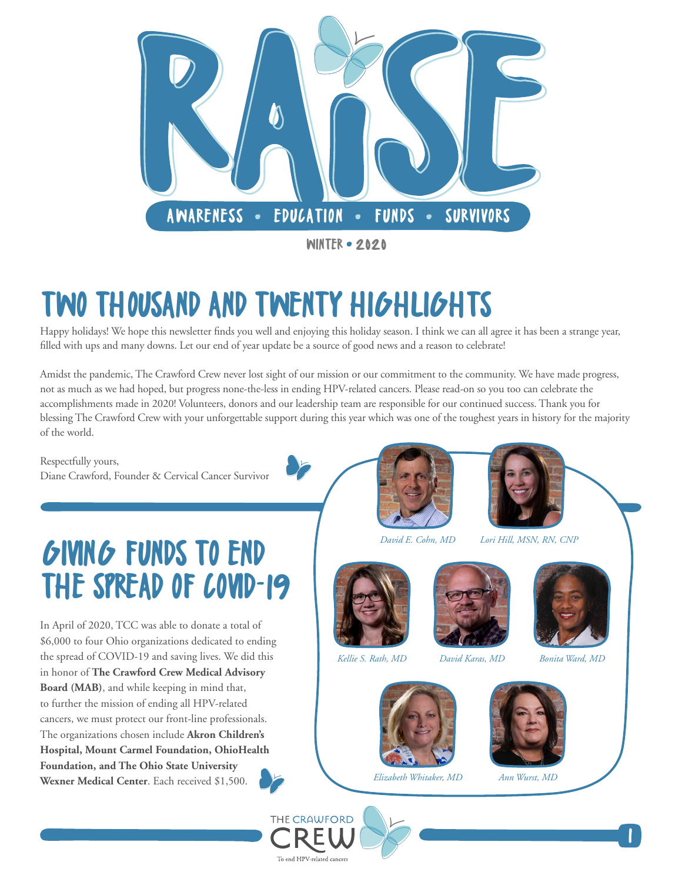# RAISE

AWARENESS • EDUCATION • FUNDS • SURVIVORS

WINTER • 2020

## TWO THOUSAND AND TWENTY HIGHLIGHTS

Happy holidays! We hope this newsletter finds you well and enjoying this holiday season. I think we can all agree it has been a strange year, filled with ups and many downs. Let our end of year update be a source of good news and a reason to celebrate!

Amidst the pandemic, The Crawford Crew never lost sight of our mission or our commitment to the community. We have made progress, not as much as we had hoped, but progress none-the-less in ending HPV-related cancers. Please read-on so you too can celebrate the accomplishments made in 2020! Volunteers, donors and our leadership team are responsible for our continued success. Thank you for blessing The Crawford Crew with your unforgettable support during this year which was one of the toughest years in history for the majority of the world.

Respectfully yours,
Diane Crawford, Founder & Cervical Cancer Survivor

## GIVING FUNDS TO END THE SPREAD OF COVID-19

In April of 2020, TCC was able to donate a total of $6,000 to four Ohio organizations dedicated to ending the spread of COVID-19 and saving lives. We did this in honor of **The Crawford Crew Medical Advisory Board (MAB)**, and while keeping in mind that, to further the mission of ending all HPV-related cancers, we must protect our front-line professionals. The organizations chosen include **Akron Children's Hospital, Mount Carmel Foundation, OhioHealth Foundation, and The Ohio State University Wexner Medical Center**. Each received $1,500.

*David E. Cohn, MD*

*Lori Hill, MSN, RN, CNP*

*Kellie S. Rath, MD*

*David Karas, MD*

*Bonita Ward, MD*

*Elizabeth Whitaker, MD*

*Ann Wurst, MD*

THE CRAWFORD CREW
To end HPV-related cancers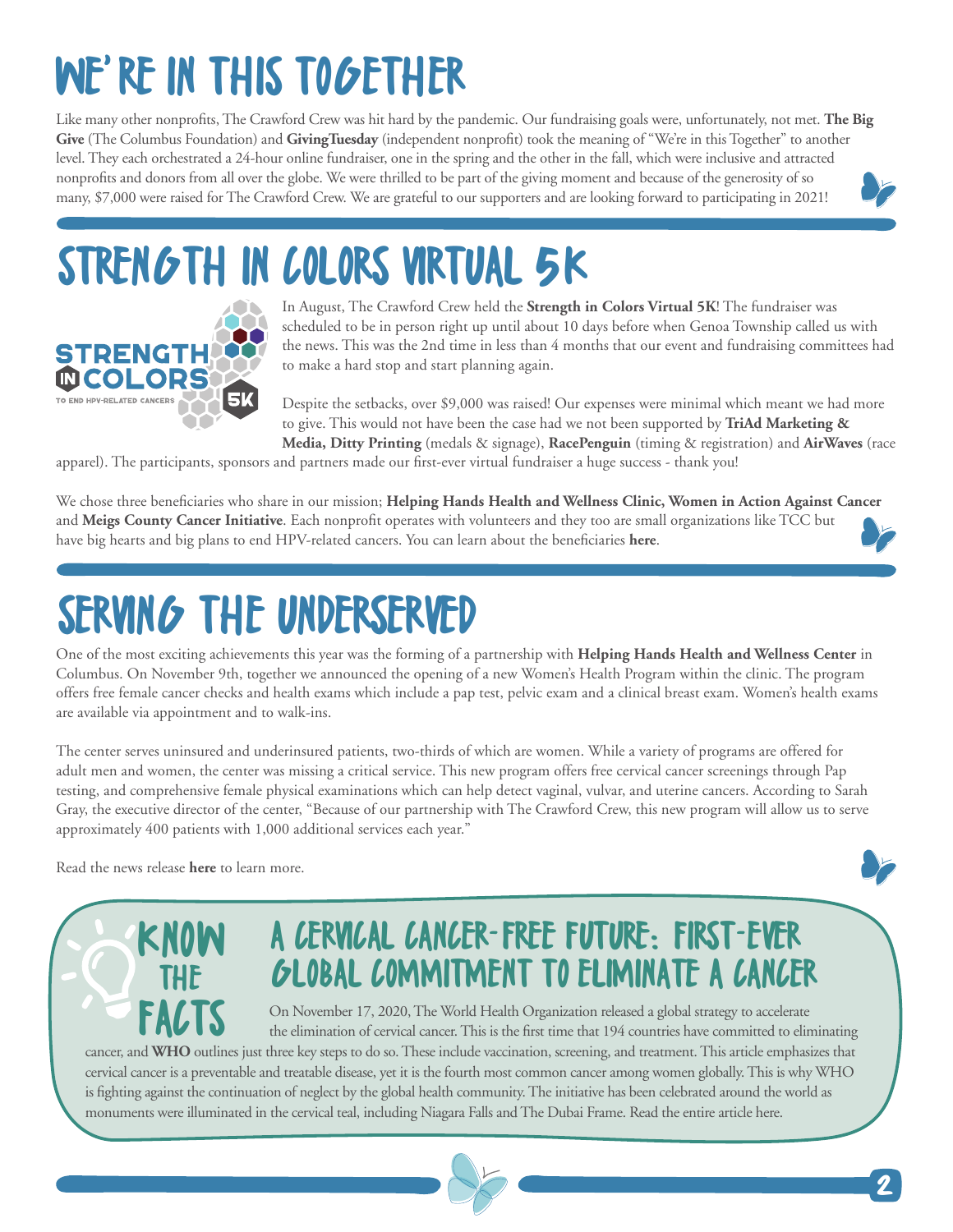# WE'RE IN THIS TOGETHER

Like many other nonprofits, The Crawford Crew was hit hard by the pandemic. Our fundraising goals were, unfortunately, not met. **The Big Give** (The Columbus Foundation) and **GivingTuesday** (independent nonprofit) took the meaning of "We're in this Together" to another level. They each orchestrated a 24-hour online fundraiser, one in the spring and the other in the fall, which were inclusive and attracted nonprofits and donors from all over the globe. We were thrilled to be part of the giving moment and because of the generosity of so many, $7,000 were raised for The Crawford Crew. We are grateful to our supporters and are looking forward to participating in 2021!

# STRENGTH IN COLORS VIRTUAL 5K

In August, The Crawford Crew held the **Strength in Colors Virtual 5K**! The fundraiser was scheduled to be in person right up until about 10 days before when Genoa Township called us with the news. This was the 2nd time in less than 4 months that our event and fundraising committees had to make a hard stop and start planning again.

Despite the setbacks, over $9,000 was raised! Our expenses were minimal which meant we had more to give. This would not have been the case had we not been supported by **TriAd Marketing & Media, Ditty Printing** (medals & signage), **RacePenguin** (timing & registration) and **AirWaves** (race apparel). The participants, sponsors and partners made our first-ever virtual fundraiser a huge success - thank you!

We chose three beneficiaries who share in our mission; **Helping Hands Health and Wellness Clinic, Women in Action Against Cancer** and **Meigs County Cancer Initiative**. Each nonprofit operates with volunteers and they too are small organizations like TCC but have big hearts and big plans to end HPV-related cancers. You can learn about the beneficiaries **here**.

# SERVING THE UNDERSERVED

One of the most exciting achievements this year was the forming of a partnership with **Helping Hands Health and Wellness Center** in Columbus. On November 9th, together we announced the opening of a new Women's Health Program within the clinic. The program offers free female cancer checks and health exams which include a pap test, pelvic exam and a clinical breast exam. Women's health exams are available via appointment and to walk-ins.

The center serves uninsured and underinsured patients, two-thirds of which are women. While a variety of programs are offered for adult men and women, the center was missing a critical service. This new program offers free cervical cancer screenings through Pap testing, and comprehensive female physical examinations which can help detect vaginal, vulvar, and uterine cancers. According to Sarah Gray, the executive director of the center, "Because of our partnership with The Crawford Crew, this new program will allow us to serve approximately 400 patients with 1,000 additional services each year."

Read the news release **here** to learn more.

## KNOW THE FACTS

## A CERVICAL CANCER-FREE FUTURE: FIRST-EVER GLOBAL COMMITMENT TO ELIMINATE A CANCER

On November 17, 2020, The World Health Organization released a global strategy to accelerate the elimination of cervical cancer. This is the first time that 194 countries have committed to eliminating cancer, and **WHO** outlines just three key steps to do so. These include vaccination, screening, and treatment. This article emphasizes that cervical cancer is a preventable and treatable disease, yet it is the fourth most common cancer among women globally. This is why WHO is fighting against the continuation of neglect by the global health community. The initiative has been celebrated around the world as monuments were illuminated in the cervical teal, including Niagara Falls and The Dubai Frame. Read the entire article here.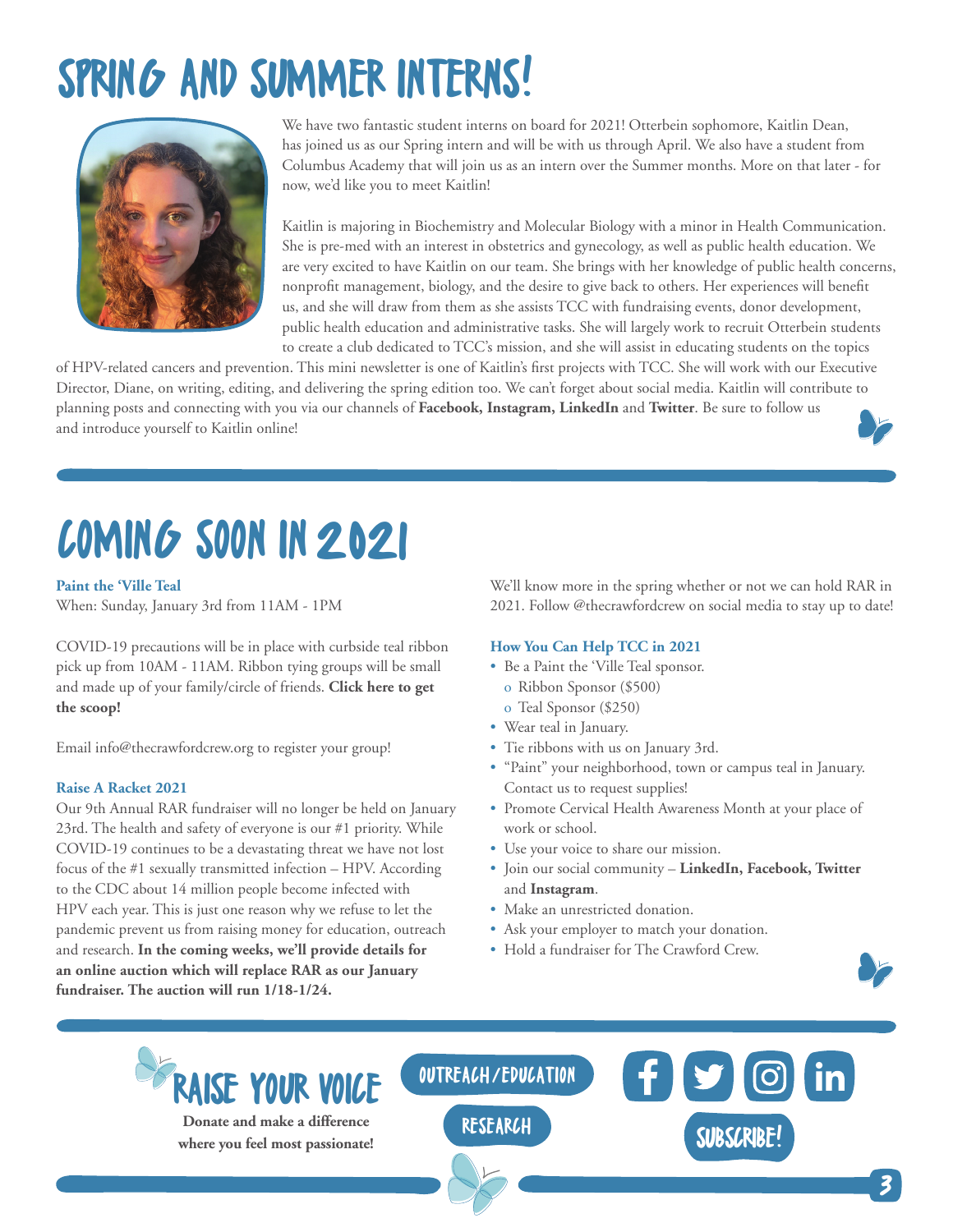# SPRING AND SUMMER INTERNS!

We have two fantastic student interns on board for 2021! Otterbein sophomore, Kaitlin Dean, has joined us as our Spring intern and will be with us through April. We also have a student from Columbus Academy that will join us as an intern over the Summer months. More on that later - for now, we'd like you to meet Kaitlin!

Kaitlin is majoring in Biochemistry and Molecular Biology with a minor in Health Communication. She is pre-med with an interest in obstetrics and gynecology, as well as public health education. We are very excited to have Kaitlin on our team. She brings with her knowledge of public health concerns, nonprofit management, biology, and the desire to give back to others. Her experiences will benefit us, and she will draw from them as she assists TCC with fundraising events, donor development, public health education and administrative tasks. She will largely work to recruit Otterbein students to create a club dedicated to TCC's mission, and she will assist in educating students on the topics of HPV-related cancers and prevention. This mini newsletter is one of Kaitlin's first projects with TCC. She will work with our Executive Director, Diane, on writing, editing, and delivering the spring edition too. We can't forget about social media. Kaitlin will contribute to planning posts and connecting with you via our channels of **Facebook, Instagram, LinkedIn** and **Twitter**. Be sure to follow us and introduce yourself to Kaitlin online!

# COMING SOON IN 2021

### Paint the 'Ville Teal

When: Sunday, January 3rd from 11AM - 1PM

COVID-19 precautions will be in place with curbside teal ribbon pick up from 10AM - 11AM. Ribbon tying groups will be small and made up of your family/circle of friends. **Click here to get the scoop!**

Email info@thecrawfordcrew.org to register your group!

### Raise A Racket 2021

Our 9th Annual RAR fundraiser will no longer be held on January 23rd. The health and safety of everyone is our #1 priority. While COVID-19 continues to be a devastating threat we have not lost focus of the #1 sexually transmitted infection – HPV. According to the CDC about 14 million people become infected with HPV each year. This is just one reason why we refuse to let the pandemic prevent us from raising money for education, outreach and research. **In the coming weeks, we'll provide details for an online auction which will replace RAR as our January fundraiser. The auction will run 1/18-1/24.**

We'll know more in the spring whether or not we can hold RAR in 2021. Follow @thecrawfordcrew on social media to stay up to date!

### How You Can Help TCC in 2021

- Be a Paint the 'Ville Teal sponsor.
  - Ribbon Sponsor ($500)
  - Teal Sponsor ($250)
- Wear teal in January.
- Tie ribbons with us on January 3rd.
- "Paint" your neighborhood, town or campus teal in January. Contact us to request supplies!
- Promote Cervical Health Awareness Month at your place of work or school.
- Use your voice to share our mission.
- Join our social community – **LinkedIn, Facebook, Twitter** and **Instagram**.
- Make an unrestricted donation.
- Ask your employer to match your donation.
- Hold a fundraiser for The Crawford Crew.

# RAISE YOUR VOICE

**Donate and make a difference where you feel most passionate!**

OUTREACH/EDUCATION

RESEARCH

SUBSCRIBE!